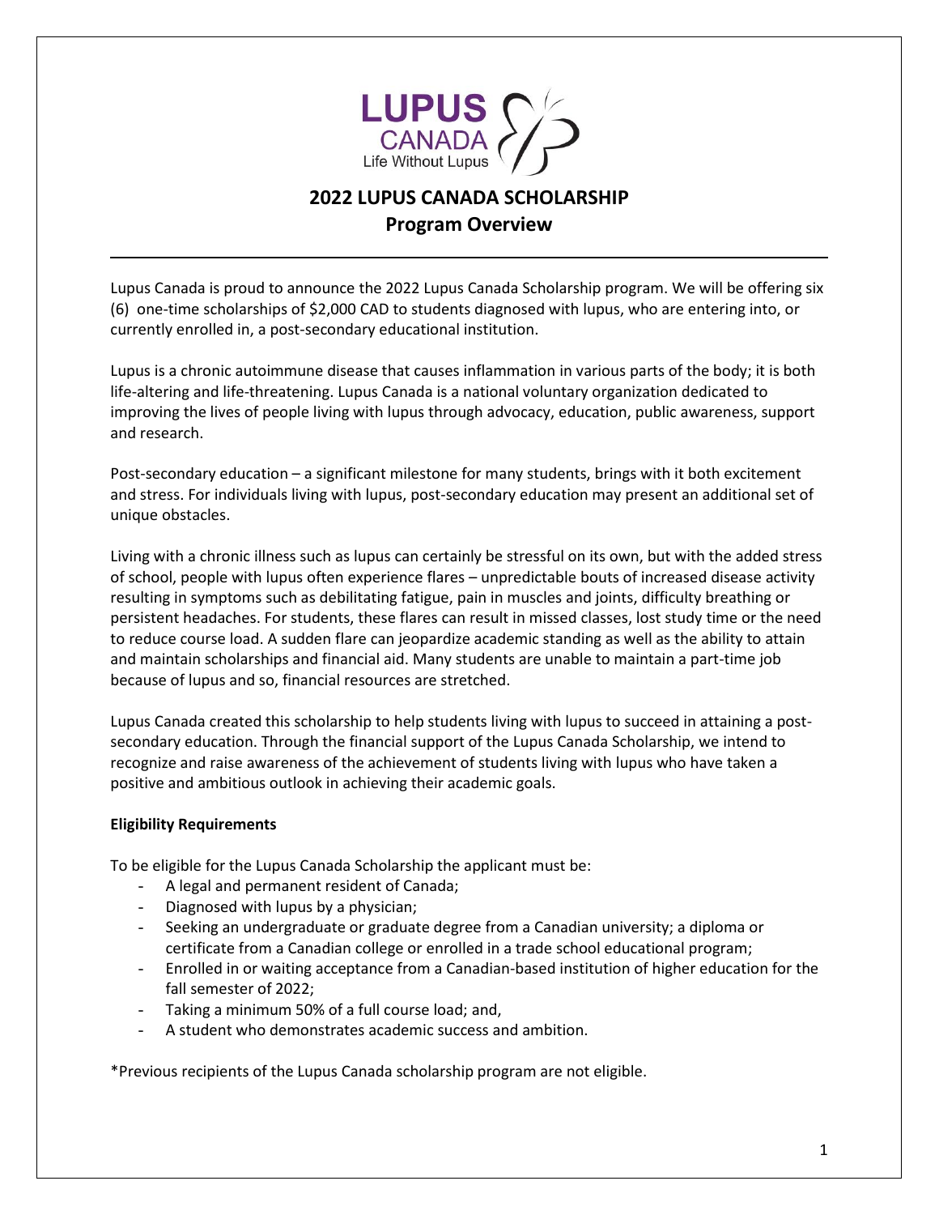LUPUS CANADA
Life Without Lupus

# 2022 LUPUS CANADA SCHOLARSHIP
## Program Overview

Lupus Canada is proud to announce the 2022 Lupus Canada Scholarship program. We will be offering six (6) one-time scholarships of $2,000 CAD to students diagnosed with lupus, who are entering into, or currently enrolled in, a post-secondary educational institution.

Lupus is a chronic autoimmune disease that causes inflammation in various parts of the body; it is both life-altering and life-threatening. Lupus Canada is a national voluntary organization dedicated to improving the lives of people living with lupus through advocacy, education, public awareness, support and research.

Post-secondary education – a significant milestone for many students, brings with it both excitement and stress. For individuals living with lupus, post-secondary education may present an additional set of unique obstacles.

Living with a chronic illness such as lupus can certainly be stressful on its own, but with the added stress of school, people with lupus often experience flares – unpredictable bouts of increased disease activity resulting in symptoms such as debilitating fatigue, pain in muscles and joints, difficulty breathing or persistent headaches. For students, these flares can result in missed classes, lost study time or the need to reduce course load. A sudden flare can jeopardize academic standing as well as the ability to attain and maintain scholarships and financial aid. Many students are unable to maintain a part-time job because of lupus and so, financial resources are stretched.

Lupus Canada created this scholarship to help students living with lupus to succeed in attaining a post-secondary education. Through the financial support of the Lupus Canada Scholarship, we intend to recognize and raise awareness of the achievement of students living with lupus who have taken a positive and ambitious outlook in achieving their academic goals.

**Eligibility Requirements**

To be eligible for the Lupus Canada Scholarship the applicant must be:

- A legal and permanent resident of Canada;
- Diagnosed with lupus by a physician;
- Seeking an undergraduate or graduate degree from a Canadian university; a diploma or certificate from a Canadian college or enrolled in a trade school educational program;
- Enrolled in or waiting acceptance from a Canadian-based institution of higher education for the fall semester of 2022;
- Taking a minimum 50% of a full course load; and,
- A student who demonstrates academic success and ambition.

*Previous recipients of the Lupus Canada scholarship program are not eligible.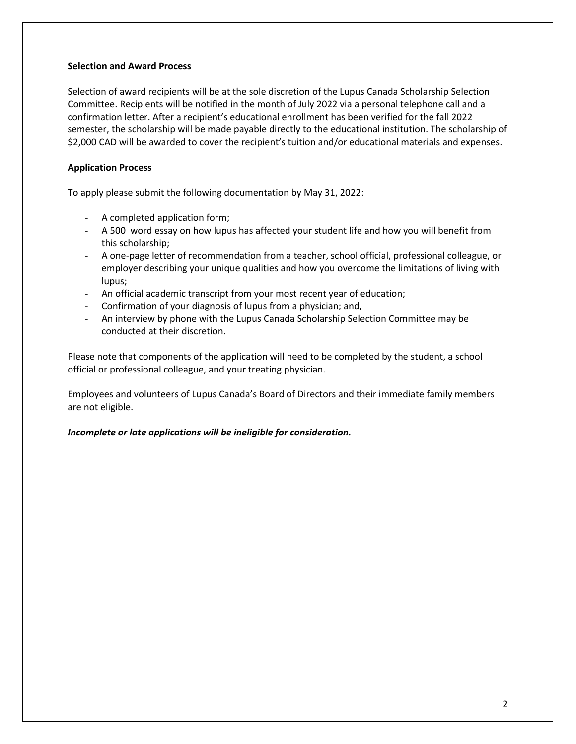**Selection and Award Process**

Selection of award recipients will be at the sole discretion of the Lupus Canada Scholarship Selection Committee. Recipients will be notified in the month of July 2022 via a personal telephone call and a confirmation letter. After a recipient's educational enrollment has been verified for the fall 2022 semester, the scholarship will be made payable directly to the educational institution. The scholarship of $2,000 CAD will be awarded to cover the recipient's tuition and/or educational materials and expenses.

**Application Process**

To apply please submit the following documentation by May 31, 2022:

- A completed application form;
- A 500 word essay on how lupus has affected your student life and how you will benefit from this scholarship;
- A one-page letter of recommendation from a teacher, school official, professional colleague, or employer describing your unique qualities and how you overcome the limitations of living with lupus;
- An official academic transcript from your most recent year of education;
- Confirmation of your diagnosis of lupus from a physician; and,
- An interview by phone with the Lupus Canada Scholarship Selection Committee may be conducted at their discretion.

Please note that components of the application will need to be completed by the student, a school official or professional colleague, and your treating physician.

Employees and volunteers of Lupus Canada's Board of Directors and their immediate family members are not eligible.

***Incomplete or late applications will be ineligible for consideration.***